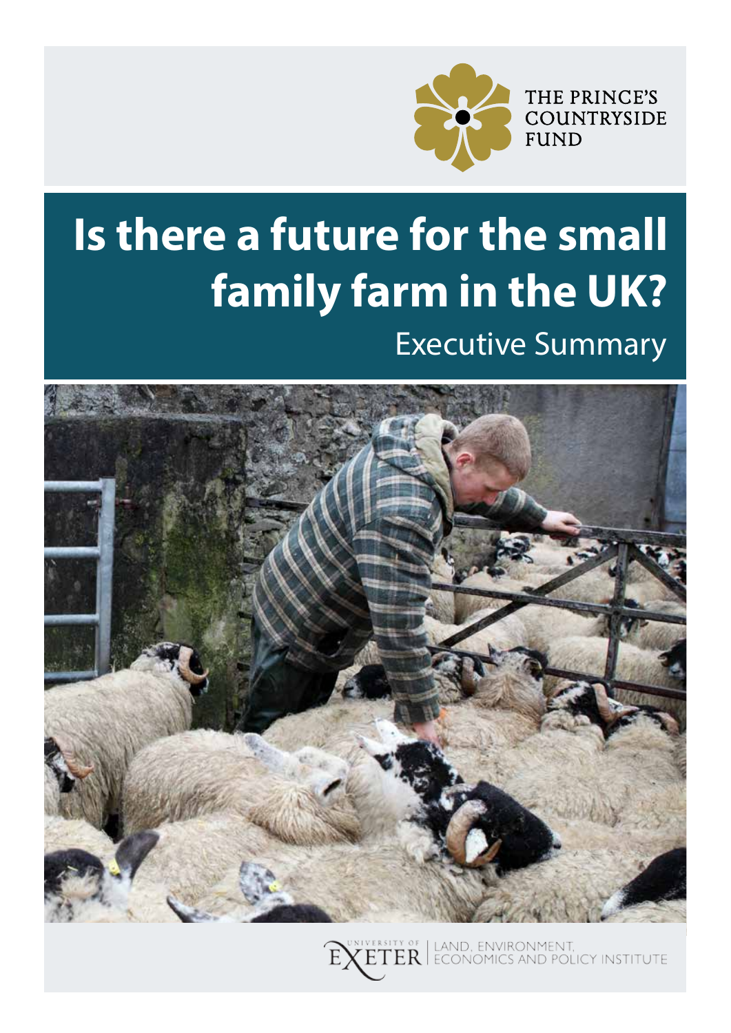THE PRINCE'S COUNTRYSIDE FUND

# Is there a future for the small family farm in the UK?

## Executive Summary

UNIVERSITY OF EXETER | LAND, ENVIRONMENT, ECONOMICS AND POLICY INSTITUTE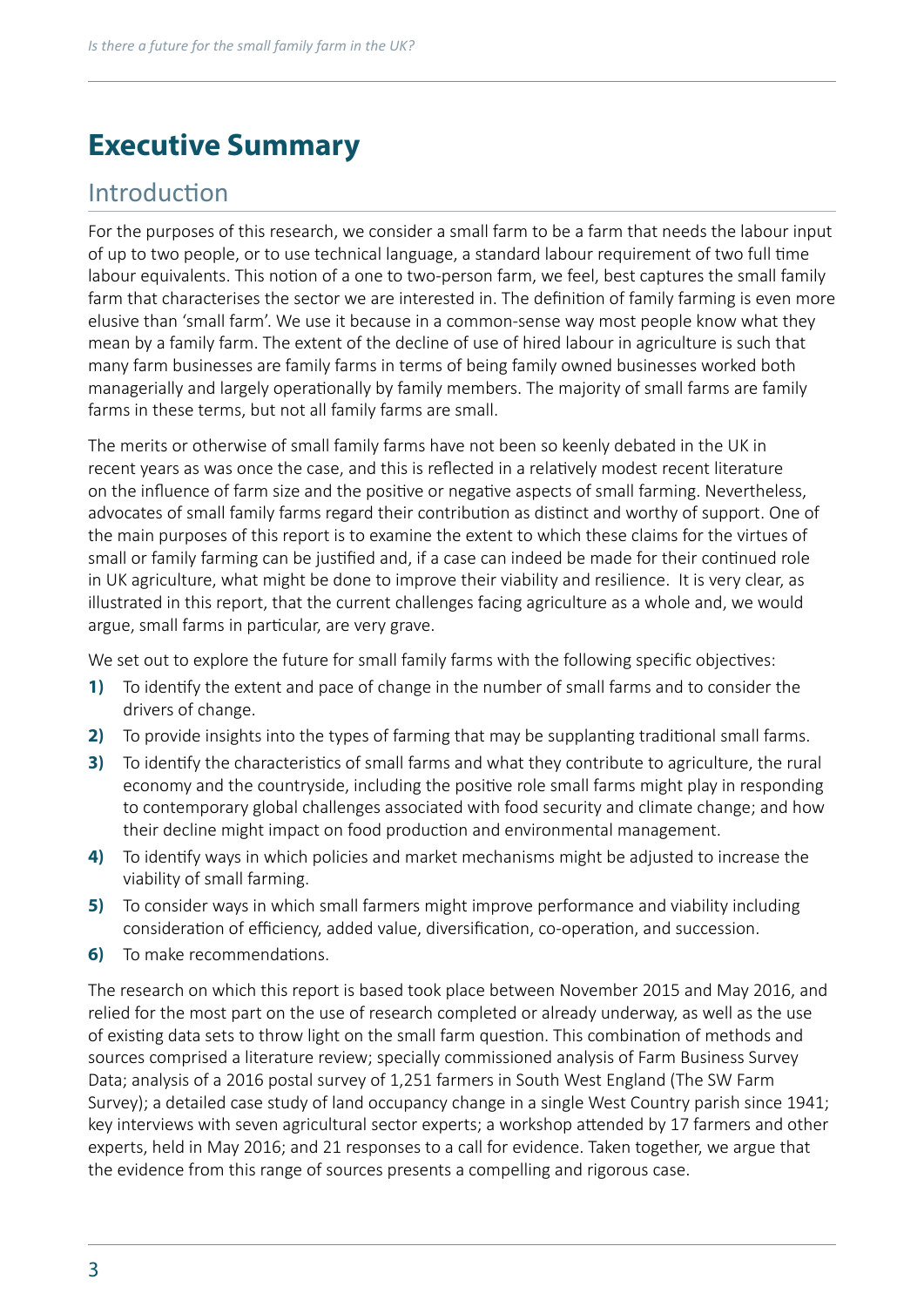# Executive Summary

## Introduction

For the purposes of this research, we consider a small farm to be a farm that needs the labour input of up to two people, or to use technical language, a standard labour requirement of two full time labour equivalents. This notion of a one to two-person farm, we feel, best captures the small family farm that characterises the sector we are interested in. The definition of family farming is even more elusive than 'small farm'. We use it because in a common-sense way most people know what they mean by a family farm. The extent of the decline of use of hired labour in agriculture is such that many farm businesses are family farms in terms of being family owned businesses worked both managerially and largely operationally by family members. The majority of small farms are family farms in these terms, but not all family farms are small.

The merits or otherwise of small family farms have not been so keenly debated in the UK in recent years as was once the case, and this is reflected in a relatively modest recent literature on the influence of farm size and the positive or negative aspects of small farming. Nevertheless, advocates of small family farms regard their contribution as distinct and worthy of support. One of the main purposes of this report is to examine the extent to which these claims for the virtues of small or family farming can be justified and, if a case can indeed be made for their continued role in UK agriculture, what might be done to improve their viability and resilience. It is very clear, as illustrated in this report, that the current challenges facing agriculture as a whole and, we would argue, small farms in particular, are very grave.

We set out to explore the future for small family farms with the following specific objectives:

1) To identify the extent and pace of change in the number of small farms and to consider the drivers of change.
2) To provide insights into the types of farming that may be supplanting traditional small farms.
3) To identify the characteristics of small farms and what they contribute to agriculture, the rural economy and the countryside, including the positive role small farms might play in responding to contemporary global challenges associated with food security and climate change; and how their decline might impact on food production and environmental management.
4) To identify ways in which policies and market mechanisms might be adjusted to increase the viability of small farming.
5) To consider ways in which small farmers might improve performance and viability including consideration of efficiency, added value, diversification, co-operation, and succession.
6) To make recommendations.

The research on which this report is based took place between November 2015 and May 2016, and relied for the most part on the use of research completed or already underway, as well as the use of existing data sets to throw light on the small farm question. This combination of methods and sources comprised a literature review; specially commissioned analysis of Farm Business Survey Data; analysis of a 2016 postal survey of 1,251 farmers in South West England (The SW Farm Survey); a detailed case study of land occupancy change in a single West Country parish since 1941; key interviews with seven agricultural sector experts; a workshop attended by 17 farmers and other experts, held in May 2016; and 21 responses to a call for evidence. Taken together, we argue that the evidence from this range of sources presents a compelling and rigorous case.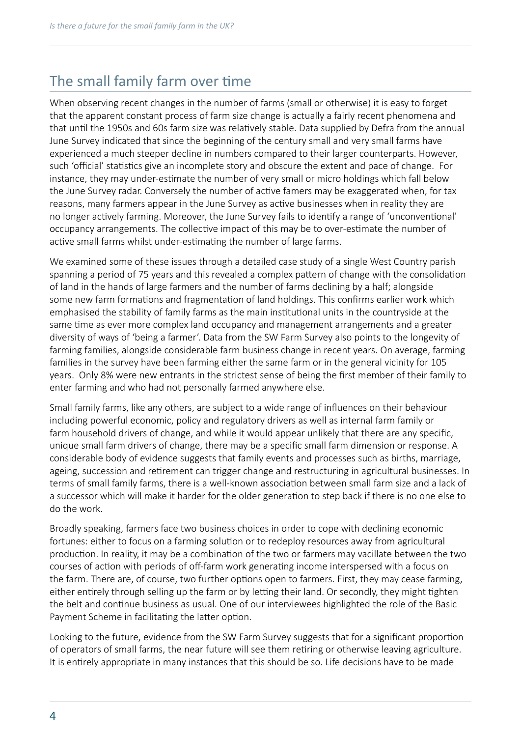## The small family farm over time

When observing recent changes in the number of farms (small or otherwise) it is easy to forget that the apparent constant process of farm size change is actually a fairly recent phenomena and that until the 1950s and 60s farm size was relatively stable. Data supplied by Defra from the annual June Survey indicated that since the beginning of the century small and very small farms have experienced a much steeper decline in numbers compared to their larger counterparts. However, such 'official' statistics give an incomplete story and obscure the extent and pace of change. For instance, they may under-estimate the number of very small or micro holdings which fall below the June Survey radar. Conversely the number of active famers may be exaggerated when, for tax reasons, many farmers appear in the June Survey as active businesses when in reality they are no longer actively farming. Moreover, the June Survey fails to identify a range of 'unconventional' occupancy arrangements. The collective impact of this may be to over-estimate the number of active small farms whilst under-estimating the number of large farms.

We examined some of these issues through a detailed case study of a single West Country parish spanning a period of 75 years and this revealed a complex pattern of change with the consolidation of land in the hands of large farmers and the number of farms declining by a half; alongside some new farm formations and fragmentation of land holdings. This confirms earlier work which emphasised the stability of family farms as the main institutional units in the countryside at the same time as ever more complex land occupancy and management arrangements and a greater diversity of ways of 'being a farmer'. Data from the SW Farm Survey also points to the longevity of farming families, alongside considerable farm business change in recent years. On average, farming families in the survey have been farming either the same farm or in the general vicinity for 105 years. Only 8% were new entrants in the strictest sense of being the first member of their family to enter farming and who had not personally farmed anywhere else.

Small family farms, like any others, are subject to a wide range of influences on their behaviour including powerful economic, policy and regulatory drivers as well as internal farm family or farm household drivers of change, and while it would appear unlikely that there are any specific, unique small farm drivers of change, there may be a specific small farm dimension or response. A considerable body of evidence suggests that family events and processes such as births, marriage, ageing, succession and retirement can trigger change and restructuring in agricultural businesses. In terms of small family farms, there is a well-known association between small farm size and a lack of a successor which will make it harder for the older generation to step back if there is no one else to do the work.

Broadly speaking, farmers face two business choices in order to cope with declining economic fortunes: either to focus on a farming solution or to redeploy resources away from agricultural production. In reality, it may be a combination of the two or farmers may vacillate between the two courses of action with periods of off-farm work generating income interspersed with a focus on the farm. There are, of course, two further options open to farmers. First, they may cease farming, either entirely through selling up the farm or by letting their land. Or secondly, they might tighten the belt and continue business as usual. One of our interviewees highlighted the role of the Basic Payment Scheme in facilitating the latter option.

Looking to the future, evidence from the SW Farm Survey suggests that for a significant proportion of operators of small farms, the near future will see them retiring or otherwise leaving agriculture. It is entirely appropriate in many instances that this should be so. Life decisions have to be made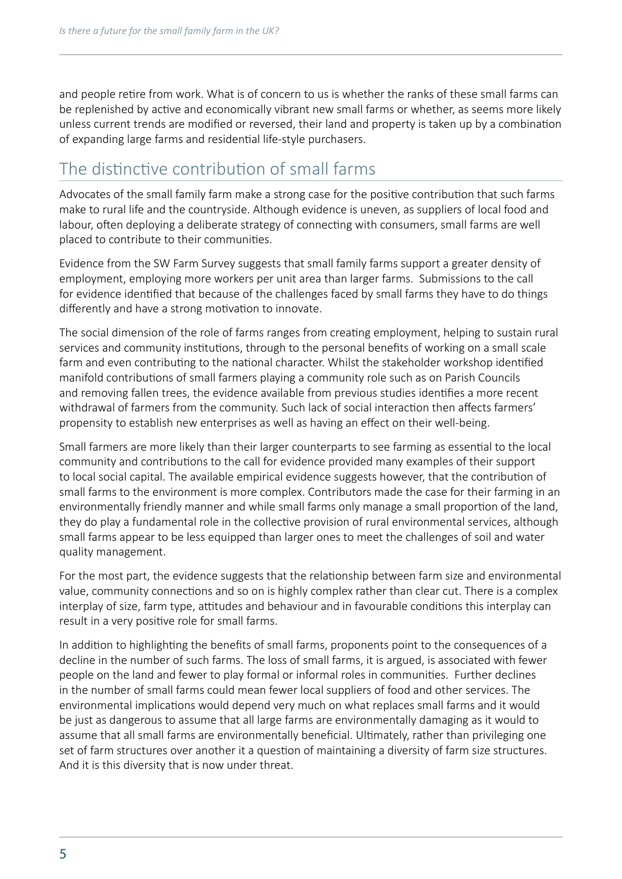and people retire from work. What is of concern to us is whether the ranks of these small farms can be replenished by active and economically vibrant new small farms or whether, as seems more likely unless current trends are modified or reversed, their land and property is taken up by a combination of expanding large farms and residential life-style purchasers.

## The distinctive contribution of small farms

Advocates of the small family farm make a strong case for the positive contribution that such farms make to rural life and the countryside. Although evidence is uneven, as suppliers of local food and labour, often deploying a deliberate strategy of connecting with consumers, small farms are well placed to contribute to their communities.

Evidence from the SW Farm Survey suggests that small family farms support a greater density of employment, employing more workers per unit area than larger farms. Submissions to the call for evidence identified that because of the challenges faced by small farms they have to do things differently and have a strong motivation to innovate.

The social dimension of the role of farms ranges from creating employment, helping to sustain rural services and community institutions, through to the personal benefits of working on a small scale farm and even contributing to the national character. Whilst the stakeholder workshop identified manifold contributions of small farmers playing a community role such as on Parish Councils and removing fallen trees, the evidence available from previous studies identifies a more recent withdrawal of farmers from the community. Such lack of social interaction then affects farmers' propensity to establish new enterprises as well as having an effect on their well-being.

Small farmers are more likely than their larger counterparts to see farming as essential to the local community and contributions to the call for evidence provided many examples of their support to local social capital. The available empirical evidence suggests however, that the contribution of small farms to the environment is more complex. Contributors made the case for their farming in an environmentally friendly manner and while small farms only manage a small proportion of the land, they do play a fundamental role in the collective provision of rural environmental services, although small farms appear to be less equipped than larger ones to meet the challenges of soil and water quality management.

For the most part, the evidence suggests that the relationship between farm size and environmental value, community connections and so on is highly complex rather than clear cut. There is a complex interplay of size, farm type, attitudes and behaviour and in favourable conditions this interplay can result in a very positive role for small farms.

In addition to highlighting the benefits of small farms, proponents point to the consequences of a decline in the number of such farms. The loss of small farms, it is argued, is associated with fewer people on the land and fewer to play formal or informal roles in communities. Further declines in the number of small farms could mean fewer local suppliers of food and other services. The environmental implications would depend very much on what replaces small farms and it would be just as dangerous to assume that all large farms are environmentally damaging as it would to assume that all small farms are environmentally beneficial. Ultimately, rather than privileging one set of farm structures over another it a question of maintaining a diversity of farm size structures. And it is this diversity that is now under threat.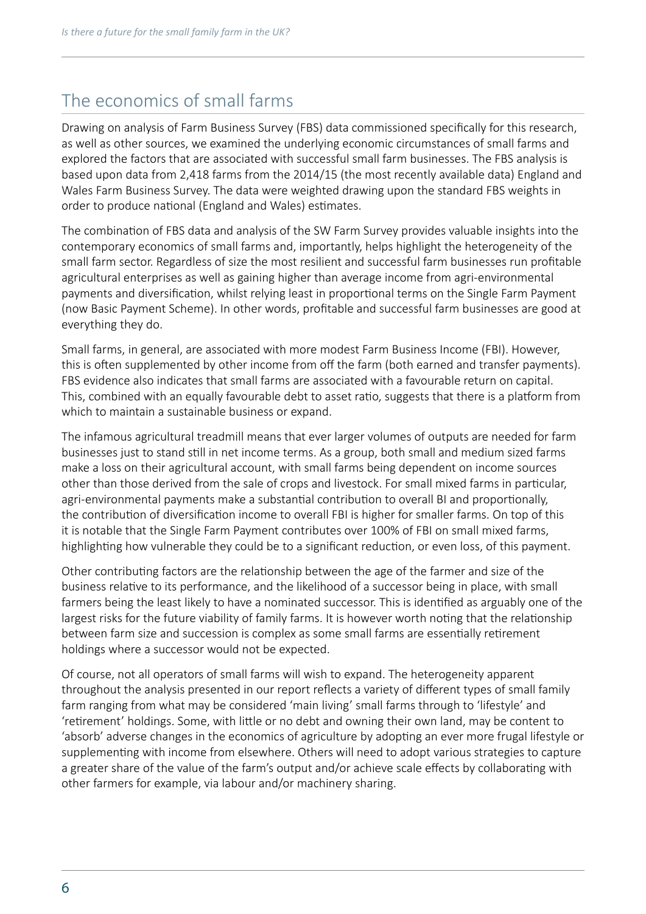## The economics of small farms

Drawing on analysis of Farm Business Survey (FBS) data commissioned specifically for this research, as well as other sources, we examined the underlying economic circumstances of small farms and explored the factors that are associated with successful small farm businesses. The FBS analysis is based upon data from 2,418 farms from the 2014/15 (the most recently available data) England and Wales Farm Business Survey. The data were weighted drawing upon the standard FBS weights in order to produce national (England and Wales) estimates.

The combination of FBS data and analysis of the SW Farm Survey provides valuable insights into the contemporary economics of small farms and, importantly, helps highlight the heterogeneity of the small farm sector. Regardless of size the most resilient and successful farm businesses run profitable agricultural enterprises as well as gaining higher than average income from agri-environmental payments and diversification, whilst relying least in proportional terms on the Single Farm Payment (now Basic Payment Scheme). In other words, profitable and successful farm businesses are good at everything they do.

Small farms, in general, are associated with more modest Farm Business Income (FBI). However, this is often supplemented by other income from off the farm (both earned and transfer payments). FBS evidence also indicates that small farms are associated with a favourable return on capital. This, combined with an equally favourable debt to asset ratio, suggests that there is a platform from which to maintain a sustainable business or expand.

The infamous agricultural treadmill means that ever larger volumes of outputs are needed for farm businesses just to stand still in net income terms. As a group, both small and medium sized farms make a loss on their agricultural account, with small farms being dependent on income sources other than those derived from the sale of crops and livestock. For small mixed farms in particular, agri-environmental payments make a substantial contribution to overall BI and proportionally, the contribution of diversification income to overall FBI is higher for smaller farms. On top of this it is notable that the Single Farm Payment contributes over 100% of FBI on small mixed farms, highlighting how vulnerable they could be to a significant reduction, or even loss, of this payment.

Other contributing factors are the relationship between the age of the farmer and size of the business relative to its performance, and the likelihood of a successor being in place, with small farmers being the least likely to have a nominated successor. This is identified as arguably one of the largest risks for the future viability of family farms. It is however worth noting that the relationship between farm size and succession is complex as some small farms are essentially retirement holdings where a successor would not be expected.

Of course, not all operators of small farms will wish to expand. The heterogeneity apparent throughout the analysis presented in our report reflects a variety of different types of small family farm ranging from what may be considered 'main living' small farms through to 'lifestyle' and 'retirement' holdings. Some, with little or no debt and owning their own land, may be content to 'absorb' adverse changes in the economics of agriculture by adopting an ever more frugal lifestyle or supplementing with income from elsewhere. Others will need to adopt various strategies to capture a greater share of the value of the farm's output and/or achieve scale effects by collaborating with other farmers for example, via labour and/or machinery sharing.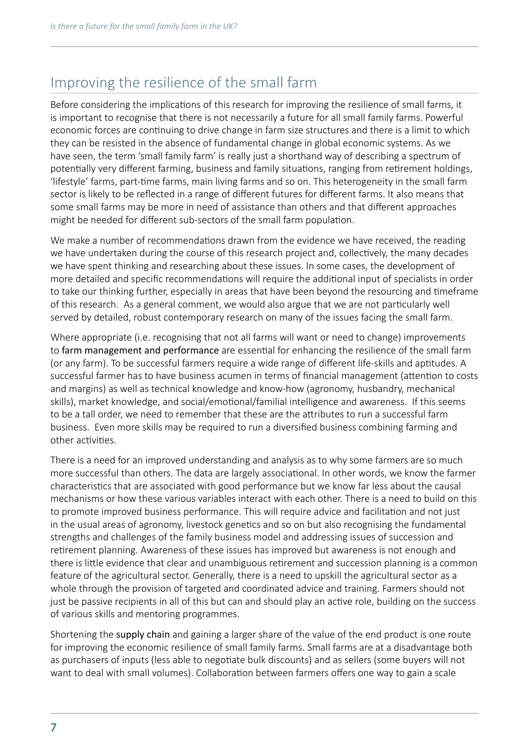## Improving the resilience of the small farm

Before considering the implications of this research for improving the resilience of small farms, it is important to recognise that there is not necessarily a future for all small family farms. Powerful economic forces are continuing to drive change in farm size structures and there is a limit to which they can be resisted in the absence of fundamental change in global economic systems. As we have seen, the term 'small family farm' is really just a shorthand way of describing a spectrum of potentially very different farming, business and family situations, ranging from retirement holdings, 'lifestyle' farms, part-time farms, main living farms and so on. This heterogeneity in the small farm sector is likely to be reflected in a range of different futures for different farms. It also means that some small farms may be more in need of assistance than others and that different approaches might be needed for different sub-sectors of the small farm population.

We make a number of recommendations drawn from the evidence we have received, the reading we have undertaken during the course of this research project and, collectively, the many decades we have spent thinking and researching about these issues. In some cases, the development of more detailed and specific recommendations will require the additional input of specialists in order to take our thinking further, especially in areas that have been beyond the resourcing and timeframe of this research. As a general comment, we would also argue that we are not particularly well served by detailed, robust contemporary research on many of the issues facing the small farm.

Where appropriate (i.e. recognising that not all farms will want or need to change) improvements to farm management and performance are essential for enhancing the resilience of the small farm (or any farm). To be successful farmers require a wide range of different life-skills and aptitudes. A successful farmer has to have business acumen in terms of financial management (attention to costs and margins) as well as technical knowledge and know-how (agronomy, husbandry, mechanical skills), market knowledge, and social/emotional/familial intelligence and awareness. If this seems to be a tall order, we need to remember that these are the attributes to run a successful farm business. Even more skills may be required to run a diversified business combining farming and other activities.

There is a need for an improved understanding and analysis as to why some farmers are so much more successful than others. The data are largely associational. In other words, we know the farmer characteristics that are associated with good performance but we know far less about the causal mechanisms or how these various variables interact with each other. There is a need to build on this to promote improved business performance. This will require advice and facilitation and not just in the usual areas of agronomy, livestock genetics and so on but also recognising the fundamental strengths and challenges of the family business model and addressing issues of succession and retirement planning. Awareness of these issues has improved but awareness is not enough and there is little evidence that clear and unambiguous retirement and succession planning is a common feature of the agricultural sector. Generally, there is a need to upskill the agricultural sector as a whole through the provision of targeted and coordinated advice and training. Farmers should not just be passive recipients in all of this but can and should play an active role, building on the success of various skills and mentoring programmes.

Shortening the supply chain and gaining a larger share of the value of the end product is one route for improving the economic resilience of small family farms. Small farms are at a disadvantage both as purchasers of inputs (less able to negotiate bulk discounts) and as sellers (some buyers will not want to deal with small volumes). Collaboration between farmers offers one way to gain a scale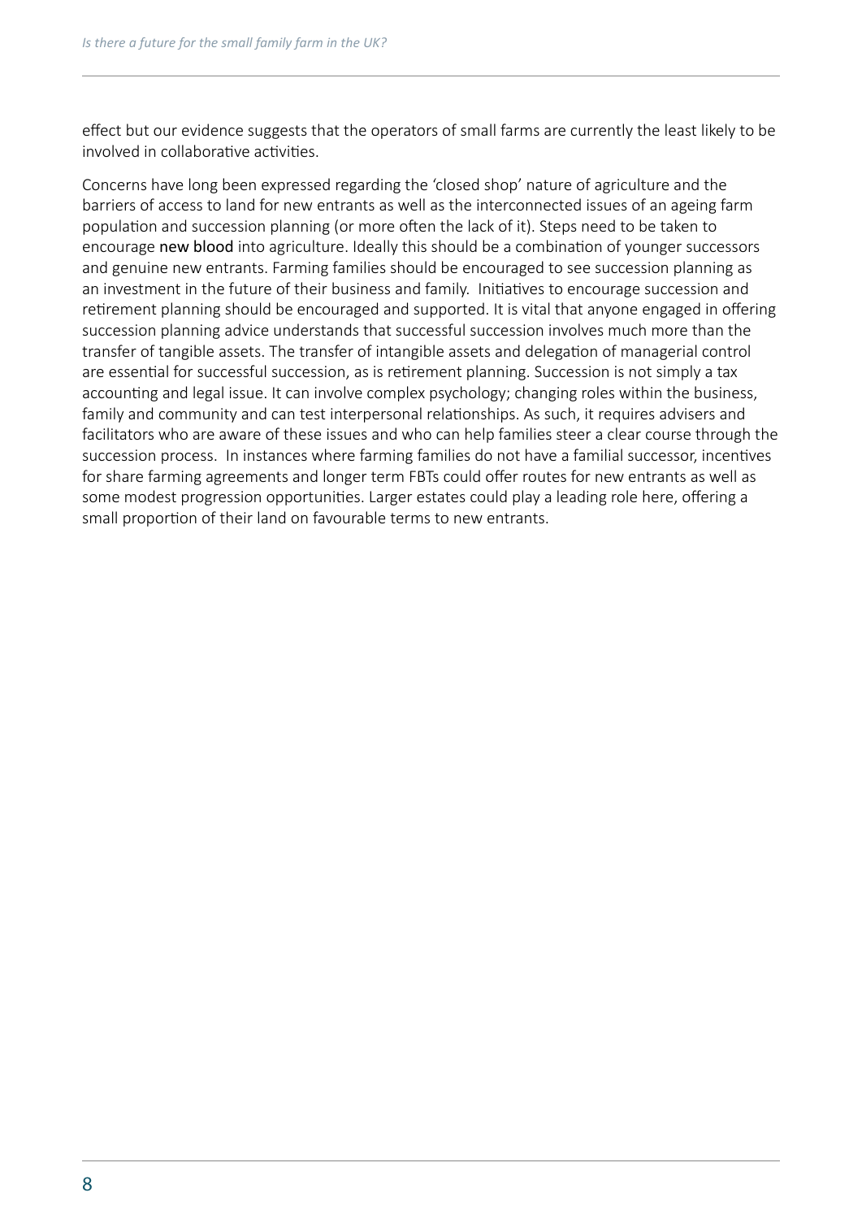effect but our evidence suggests that the operators of small farms are currently the least likely to be involved in collaborative activities.

Concerns have long been expressed regarding the 'closed shop' nature of agriculture and the barriers of access to land for new entrants as well as the interconnected issues of an ageing farm population and succession planning (or more often the lack of it). Steps need to be taken to encourage new blood into agriculture. Ideally this should be a combination of younger successors and genuine new entrants. Farming families should be encouraged to see succession planning as an investment in the future of their business and family. Initiatives to encourage succession and retirement planning should be encouraged and supported. It is vital that anyone engaged in offering succession planning advice understands that successful succession involves much more than the transfer of tangible assets. The transfer of intangible assets and delegation of managerial control are essential for successful succession, as is retirement planning. Succession is not simply a tax accounting and legal issue. It can involve complex psychology; changing roles within the business, family and community and can test interpersonal relationships. As such, it requires advisers and facilitators who are aware of these issues and who can help families steer a clear course through the succession process. In instances where farming families do not have a familial successor, incentives for share farming agreements and longer term FBTs could offer routes for new entrants as well as some modest progression opportunities. Larger estates could play a leading role here, offering a small proportion of their land on favourable terms to new entrants.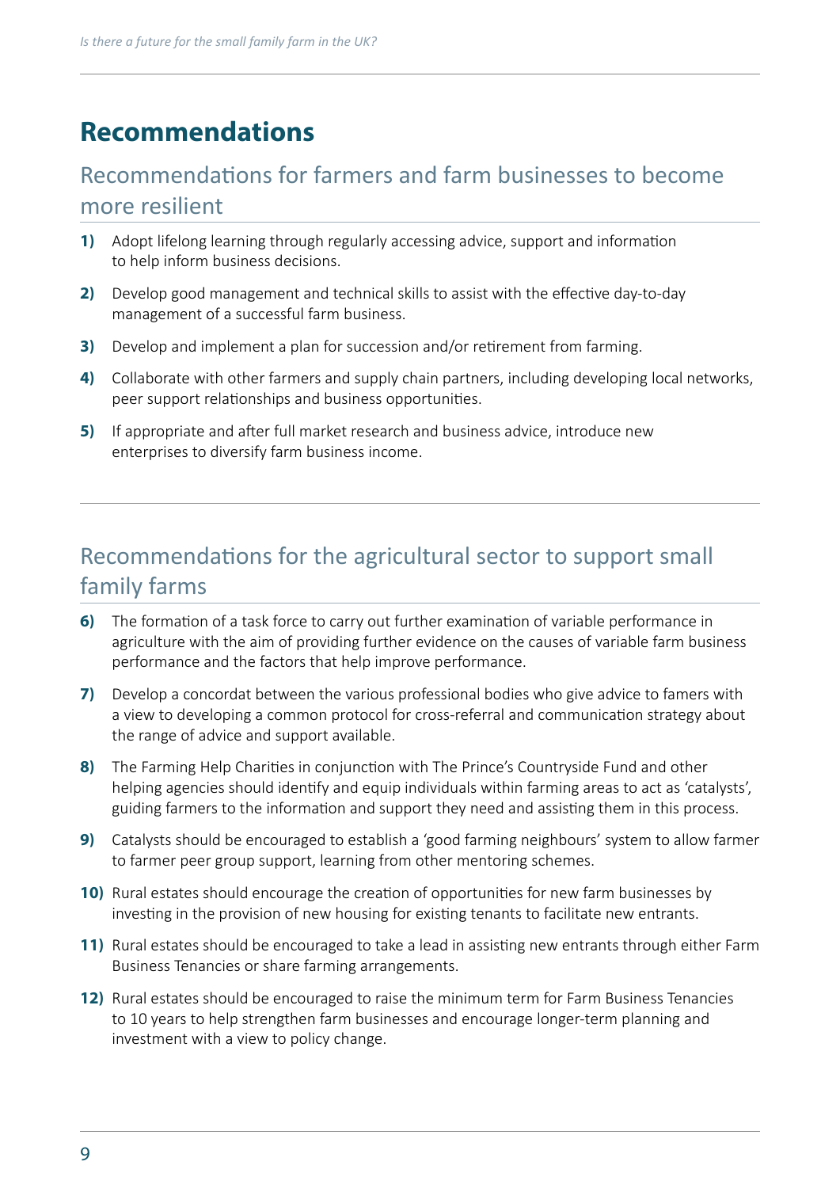# Recommendations

## Recommendations for farmers and farm businesses to become more resilient

1) Adopt lifelong learning through regularly accessing advice, support and information to help inform business decisions.
2) Develop good management and technical skills to assist with the effective day-to-day management of a successful farm business.
3) Develop and implement a plan for succession and/or retirement from farming.
4) Collaborate with other farmers and supply chain partners, including developing local networks, peer support relationships and business opportunities.
5) If appropriate and after full market research and business advice, introduce new enterprises to diversify farm business income.

## Recommendations for the agricultural sector to support small family farms

6) The formation of a task force to carry out further examination of variable performance in agriculture with the aim of providing further evidence on the causes of variable farm business performance and the factors that help improve performance.
7) Develop a concordat between the various professional bodies who give advice to famers with a view to developing a common protocol for cross-referral and communication strategy about the range of advice and support available.
8) The Farming Help Charities in conjunction with The Prince's Countryside Fund and other helping agencies should identify and equip individuals within farming areas to act as 'catalysts', guiding farmers to the information and support they need and assisting them in this process.
9) Catalysts should be encouraged to establish a 'good farming neighbours' system to allow farmer to farmer peer group support, learning from other mentoring schemes.
10) Rural estates should encourage the creation of opportunities for new farm businesses by investing in the provision of new housing for existing tenants to facilitate new entrants.
11) Rural estates should be encouraged to take a lead in assisting new entrants through either Farm Business Tenancies or share farming arrangements.
12) Rural estates should be encouraged to raise the minimum term for Farm Business Tenancies to 10 years to help strengthen farm businesses and encourage longer-term planning and investment with a view to policy change.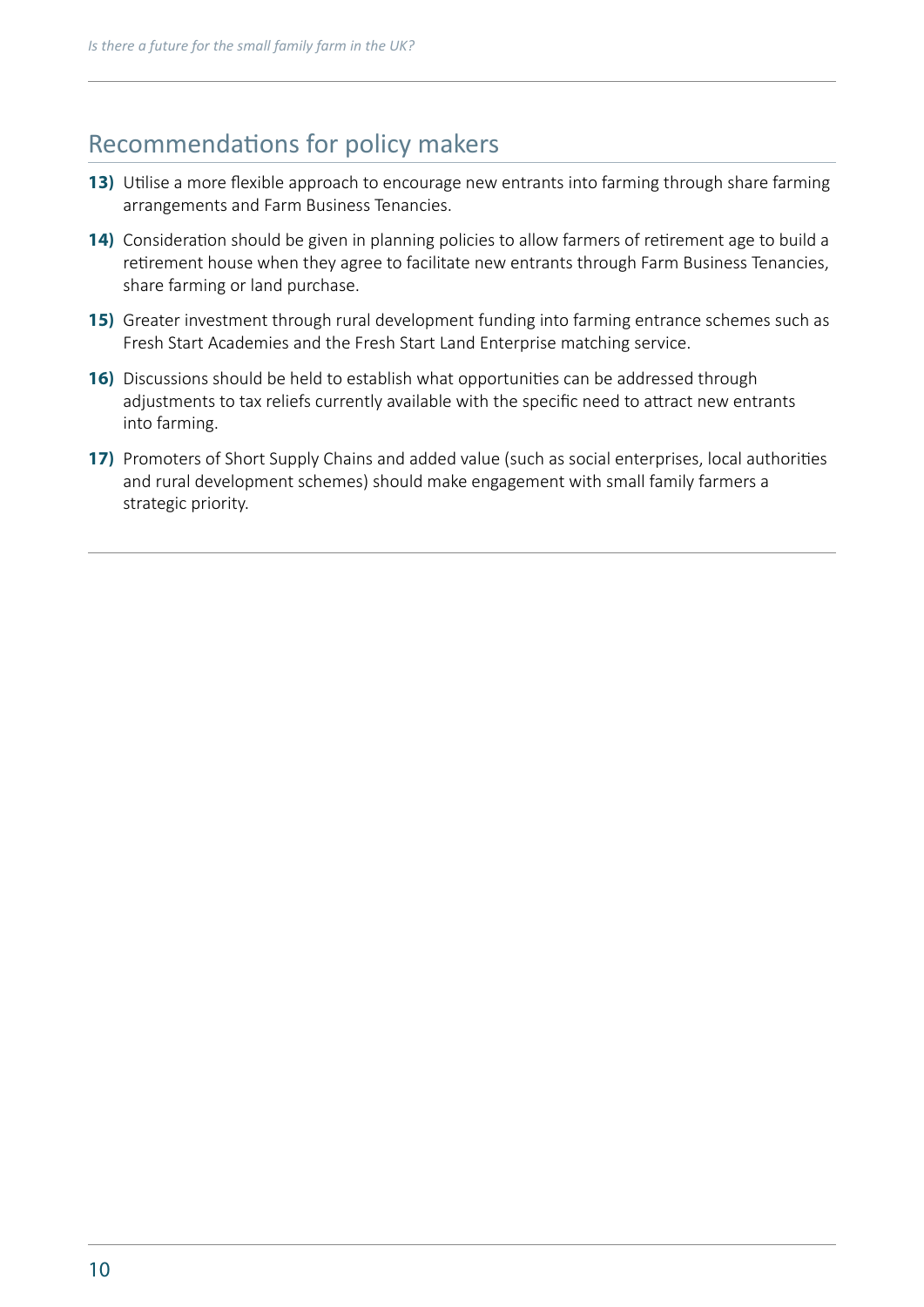## Recommendations for policy makers

**13)** Utilise a more flexible approach to encourage new entrants into farming through share farming arrangements and Farm Business Tenancies.

**14)** Consideration should be given in planning policies to allow farmers of retirement age to build a retirement house when they agree to facilitate new entrants through Farm Business Tenancies, share farming or land purchase.

**15)** Greater investment through rural development funding into farming entrance schemes such as Fresh Start Academies and the Fresh Start Land Enterprise matching service.

**16)** Discussions should be held to establish what opportunities can be addressed through adjustments to tax reliefs currently available with the specific need to attract new entrants into farming.

**17)** Promoters of Short Supply Chains and added value (such as social enterprises, local authorities and rural development schemes) should make engagement with small family farmers a strategic priority.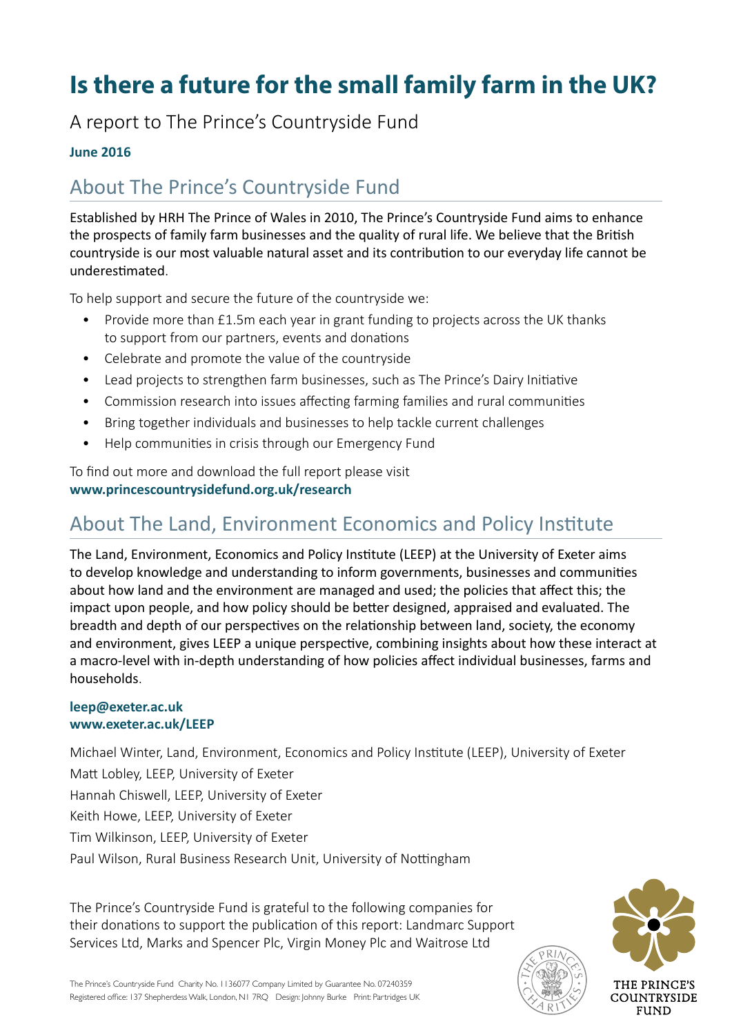# Is there a future for the small family farm in the UK?

A report to The Prince's Countryside Fund

**June 2016**

## About The Prince's Countryside Fund

Established by HRH The Prince of Wales in 2010, The Prince's Countryside Fund aims to enhance the prospects of family farm businesses and the quality of rural life. We believe that the British countryside is our most valuable natural asset and its contribution to our everyday life cannot be underestimated.

To help support and secure the future of the countryside we:

- Provide more than £1.5m each year in grant funding to projects across the UK thanks to support from our partners, events and donations
- Celebrate and promote the value of the countryside
- Lead projects to strengthen farm businesses, such as The Prince's Dairy Initiative
- Commission research into issues affecting farming families and rural communities
- Bring together individuals and businesses to help tackle current challenges
- Help communities in crisis through our Emergency Fund

To find out more and download the full report please visit
**www.princescountrysidefund.org.uk/research**

## About The Land, Environment Economics and Policy Institute

The Land, Environment, Economics and Policy Institute (LEEP) at the University of Exeter aims to develop knowledge and understanding to inform governments, businesses and communities about how land and the environment are managed and used; the policies that affect this; the impact upon people, and how policy should be better designed, appraised and evaluated. The breadth and depth of our perspectives on the relationship between land, society, the economy and environment, gives LEEP a unique perspective, combining insights about how these interact at a macro-level with in-depth understanding of how policies affect individual businesses, farms and households.

**leep@exeter.ac.uk**
**www.exeter.ac.uk/LEEP**

Michael Winter, Land, Environment, Economics and Policy Institute (LEEP), University of Exeter
Matt Lobley, LEEP, University of Exeter
Hannah Chiswell, LEEP, University of Exeter
Keith Howe, LEEP, University of Exeter
Tim Wilkinson, LEEP, University of Exeter
Paul Wilson, Rural Business Research Unit, University of Nottingham

The Prince's Countryside Fund is grateful to the following companies for their donations to support the publication of this report: Landmarc Support Services Ltd, Marks and Spencer Plc, Virgin Money Plc and Waitrose Ltd

The Prince's Countryside Fund Charity No. 1136077 Company Limited by Guarantee No. 07240359
Registered office: 137 Shepherdess Walk, London, N1 7RQ Design: Johnny Burke Print: Partridges UK

THE PRINCE'S COUNTRYSIDE FUND